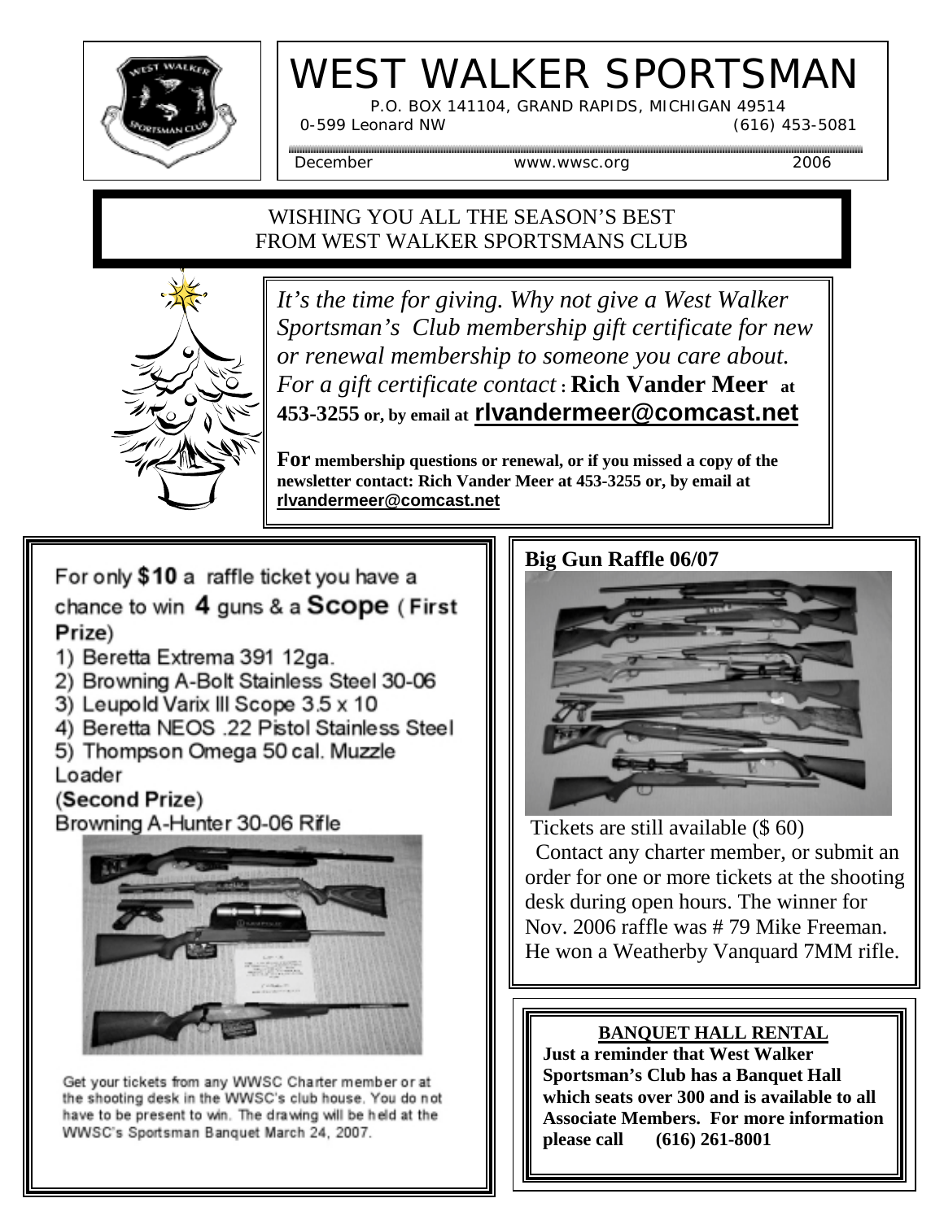# WEST WALKER SPORTSMAN

P.O. BOX 141104, GRAND RAPIDS, MICHIGAN 49514
0-599 Leonard NW (616) 453-5081

December www.wwsc.org 2006

WISHING YOU ALL THE SEASON'S BEST
FROM WEST WALKER SPORTSMANS CLUB

*It's the time for giving. Why not give a West Walker Sportsman's Club membership gift certificate for new or renewal membership to someone you care about. For a gift certificate contact* : **Rich Vander Meer at 453-3255 or, by email at rlvandermeer@comcast.net**

**For membership questions or renewal, or if you missed a copy of the newsletter contact: Rich Vander Meer at 453-3255 or, by email at rlvandermeer@comcast.net**

For only **$10** a raffle ticket you have a chance to win **4** guns & a **Scope** (**First Prize**)

1) Beretta Extrema 391 12ga.
2) Browning A-Bolt Stainless Steel 30-06
3) Leupold Varix III Scope 3.5 x 10
4) Beretta NEOS .22 Pistol Stainless Steel
5) Thompson Omega 50 cal. Muzzle Loader

(**Second Prize**)
Browning A-Hunter 30-06 Rifle

Get your tickets from any WWSC Charter member or at the shooting desk in the WWSC's club house. You do not have to be present to win. The drawing will be held at the WWSC's Sportsman Banquet March 24, 2007.

## Big Gun Raffle 06/07

Tickets are still available ($ 60)
Contact any charter member, or submit an order for one or more tickets at the shooting desk during open hours. The winner for Nov. 2006 raffle was # 79 Mike Freeman. He won a Weatherby Vanquard 7MM rifle.

**BANQUET HALL RENTAL**

**Just a reminder that West Walker Sportsman's Club has a Banquet Hall which seats over 300 and is available to all Associate Members. For more information please call (616) 261-8001**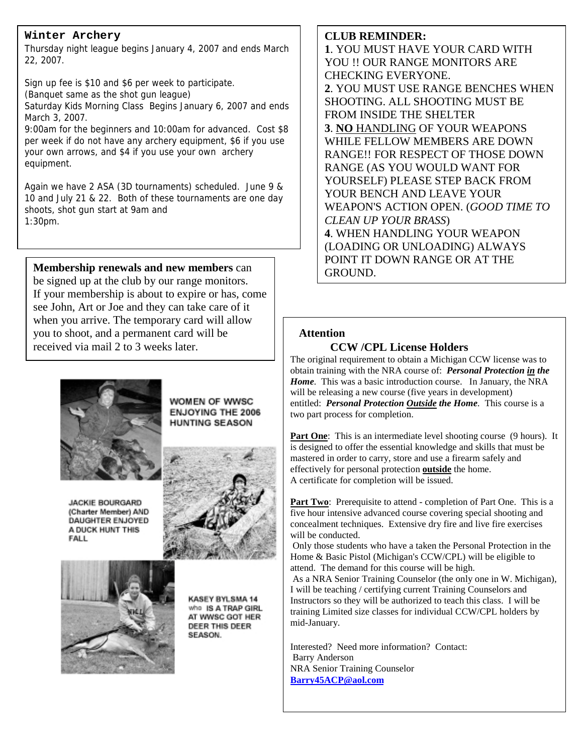## Winter Archery

Thursday night league begins January 4, 2007 and ends March 22, 2007.

Sign up fee is $10 and $6 per week to participate. (Banquet same as the shot gun league)
Saturday Kids Morning Class Begins January 6, 2007 and ends March 3, 2007.
9:00am for the beginners and 10:00am for advanced. Cost $8 per week if do not have any archery equipment, $6 if you use your own arrows, and $4 if you use your own archery equipment.

Again we have 2 ASA (3D tournaments) scheduled. June 9 & 10 and July 21 & 22. Both of these tournaments are one day shoots, shot gun start at 9am and 1:30pm.

**Membership renewals and new members** can be signed up at the club by our range monitors. If your membership is about to expire or has, come see John, Art or Joe and they can take care of it when you arrive. The temporary card will allow you to shoot, and a permanent card will be received via mail 2 to 3 weeks later.

WOMEN OF WWSC ENJOYING THE 2006 HUNTING SEASON

JACKIE BOURGARD (Charter Member) AND DAUGHTER ENJOYED A DUCK HUNT THIS FALL

KASEY BYLSMA 14 who IS A TRAP GIRL AT WWSC GOT HER DEER THIS DEER SEASON.

**CLUB REMINDER:**

**1**. YOU MUST HAVE YOUR CARD WITH YOU !! OUR RANGE MONITORS ARE CHECKING EVERYONE.

**2**. YOU MUST USE RANGE BENCHES WHEN SHOOTING. ALL SHOOTING MUST BE FROM INSIDE THE SHELTER

**3**. **NO** HANDLING OF YOUR WEAPONS WHILE FELLOW MEMBERS ARE DOWN RANGE!! FOR RESPECT OF THOSE DOWN RANGE (AS YOU WOULD WANT FOR YOURSELF) PLEASE STEP BACK FROM YOUR BENCH AND LEAVE YOUR WEAPON'S ACTION OPEN. (*GOOD TIME TO CLEAN UP YOUR BRASS*)

**4**. WHEN HANDLING YOUR WEAPON (LOADING OR UNLOADING) ALWAYS POINT IT DOWN RANGE OR AT THE GROUND.

## Attention
## CCW /CPL License Holders

The original requirement to obtain a Michigan CCW license was to obtain training with the NRA course of: ***Personal Protection in the Home***. This was a basic introduction course. In January, the NRA will be releasing a new course (five years in development) entitled: ***Personal Protection Outside the Home***. This course is a two part process for completion.

**Part One**: This is an intermediate level shooting course (9 hours). It is designed to offer the essential knowledge and skills that must be mastered in order to carry, store and use a firearm safely and effectively for personal protection **outside** the home.
A certificate for completion will be issued.

**Part Two**: Prerequisite to attend - completion of Part One. This is a five hour intensive advanced course covering special shooting and concealment techniques. Extensive dry fire and live fire exercises will be conducted.
Only those students who have a taken the Personal Protection in the Home & Basic Pistol (Michigan's CCW/CPL) will be eligible to attend. The demand for this course will be high.
As a NRA Senior Training Counselor (the only one in W. Michigan), I will be teaching / certifying current Training Counselors and Instructors so they will be authorized to teach this class. I will be training Limited size classes for individual CCW/CPL holders by mid-January.

Interested? Need more information? Contact:
Barry Anderson
NRA Senior Training Counselor
**Barry45ACP@aol.com**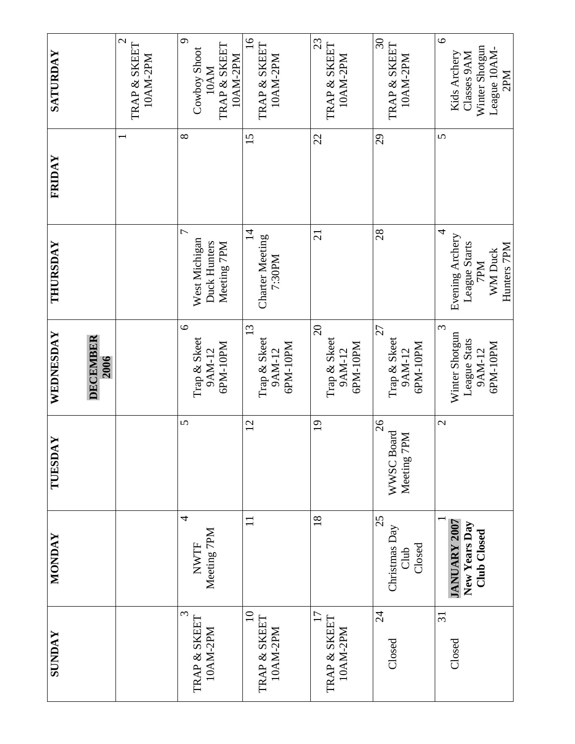# DECEMBER 2006

| SUNDAY | MONDAY | TUESDAY | WEDNESDAY | THURSDAY | FRIDAY | SATURDAY |
|---|---|---|---|---|---|---|
| | | | | | 1 | 2 TRAP & SKEET 10AM-2PM |
| 3 TRAP & SKEET 10AM-2PM | 4 NWTF Meeting 7PM | 5 | 6 Trap & Skeet 9AM-12 6PM-10PM | 7 West Michigan Duck Hunters Meeting 7PM | 8 | 9 Cowboy Shoot 10AM TRAP & SKEET 10AM-2PM |
| 10 TRAP & SKEET 10AM-2PM | 11 | 12 | 13 Trap & Skeet 9AM-12 6PM-10PM | 14 Charter Meeting 7:30PM | 15 | 16 TRAP & SKEET 10AM-2PM |
| 17 TRAP & SKEET 10AM-2PM | 18 | 19 | 20 Trap & Skeet 9AM-12 6PM-10PM | 21 | 22 | 23 TRAP & SKEET 10AM-2PM |
| 24 Closed | 25 Christmas Day Club Closed | 26 WWSC Board Meeting 7PM | 27 Trap & Skeet 9AM-12 6PM-10PM | 28 | 29 | 30 TRAP & SKEET 10AM-2PM |
| 31 Closed | 1 **JANUARY 2007 New Years Day Club Closed** | 2 | 3 Winter Shotgun League Stats 9AM-12 6PM-10PM | 4 Evening Archery League Starts 7PM WM Duck Hunters 7PM | 5 | 6 Kids Archery Classes 9AM Winter Shotgun League 10AM-2PM |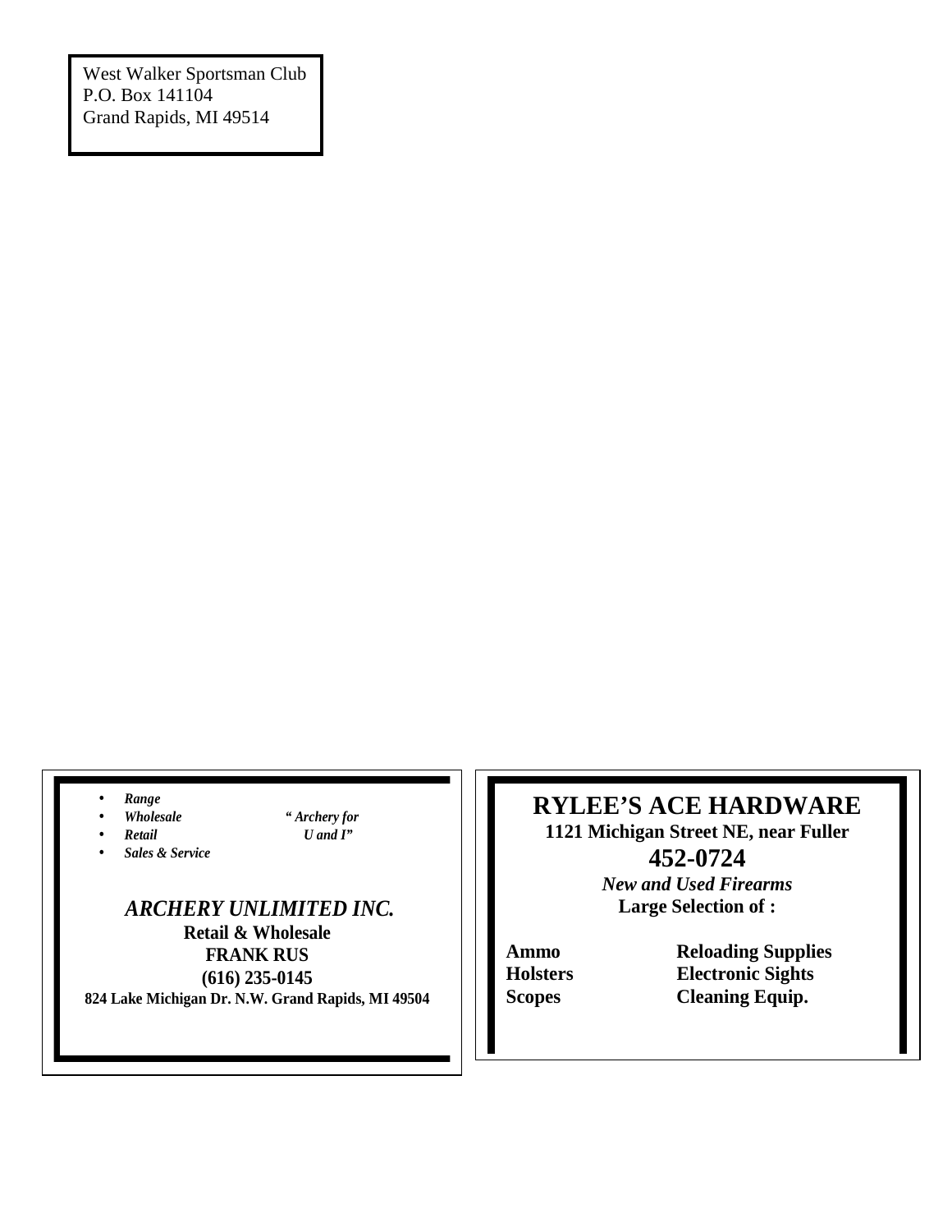West Walker Sportsman Club
P.O. Box 141104
Grand Rapids, MI 49514

- ***Range***
- ***Wholesale***
- ***Retail***
- ***Sales & Service***

***" Archery for U and I"***

***ARCHERY UNLIMITED INC.***

**Retail & Wholesale**

**FRANK RUS**

**(616) 235-0145**

**824 Lake Michigan Dr. N.W. Grand Rapids, MI 49504**

**RYLEE'S ACE HARDWARE**

**1121 Michigan Street NE, near Fuller**

**452-0724**

***New and Used Firearms***

**Large Selection of :**

| | |
|---|---|
| **Ammo** | **Reloading Supplies** |
| **Holsters** | **Electronic Sights** |
| **Scopes** | **Cleaning Equip.** |